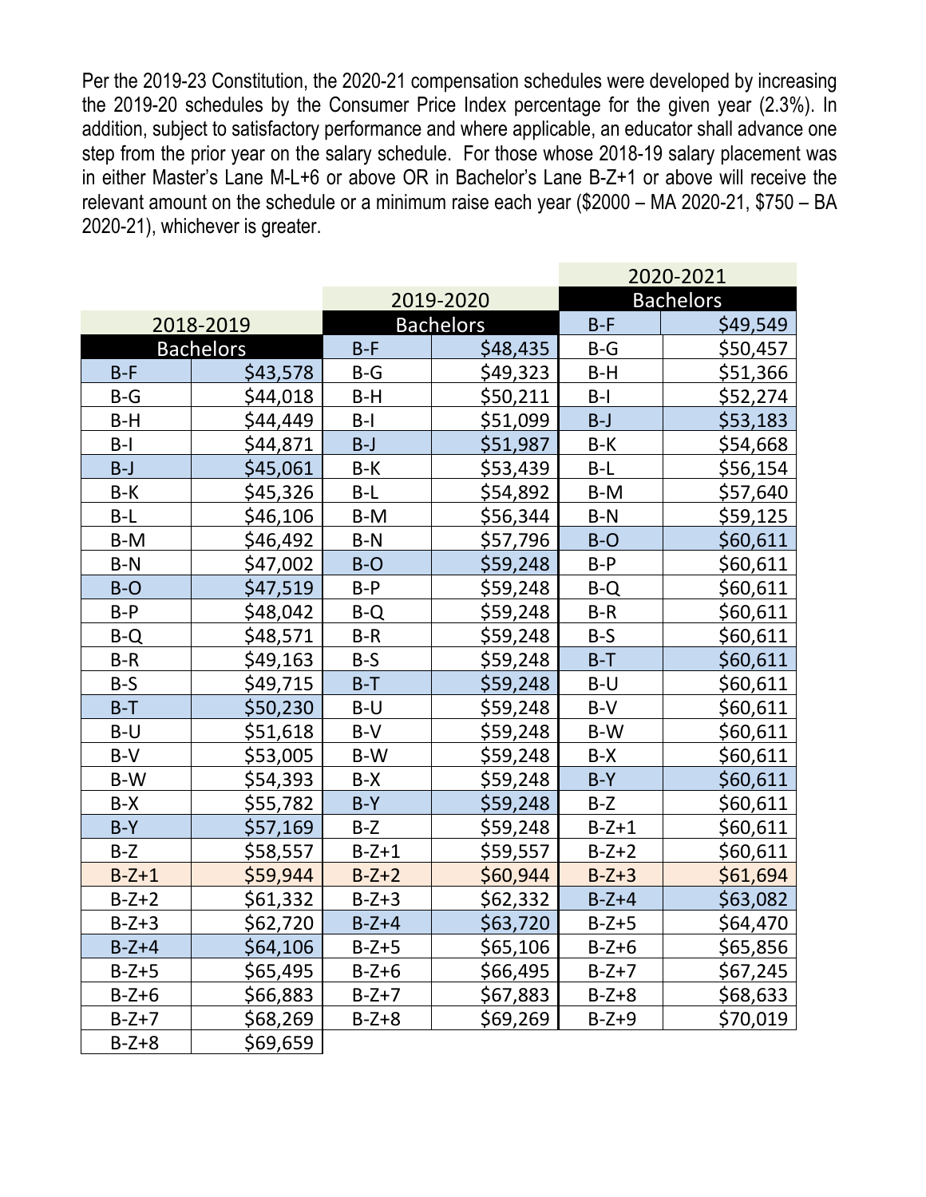Per the 2019-23 Constitution, the 2020-21 compensation schedules were developed by increasing the 2019-20 schedules by the Consumer Price Index percentage for the given year (2.3%). In addition, subject to satisfactory performance and where applicable, an educator shall advance one step from the prior year on the salary schedule. For those whose 2018-19 salary placement was in either Master's Lane M-L+6 or above OR in Bachelor's Lane B-Z+1 or above will receive the relevant amount on the schedule or a minimum raise each year ($2000 – MA 2020-21, $750 – BA 2020-21), whichever is greater.

| 2018-2019 | | 2019-2020 | | 2020-2021 | |
|---|---|---|---|---|---|
| Bachelors | | Bachelors | | Bachelors | |
| | | | | B-F | $49,549 |
| | | B-F | $48,435 | B-G | $50,457 |
| B-F | $43,578 | B-G | $49,323 | B-H | $51,366 |
| B-G | $44,018 | B-H | $50,211 | B-I | $52,274 |
| B-H | $44,449 | B-I | $51,099 | B-J | $53,183 |
| B-I | $44,871 | B-J | $51,987 | B-K | $54,668 |
| B-J | $45,061 | B-K | $53,439 | B-L | $56,154 |
| B-K | $45,326 | B-L | $54,892 | B-M | $57,640 |
| B-L | $46,106 | B-M | $56,344 | B-N | $59,125 |
| B-M | $46,492 | B-N | $57,796 | B-O | $60,611 |
| B-N | $47,002 | B-O | $59,248 | B-P | $60,611 |
| B-O | $47,519 | B-P | $59,248 | B-Q | $60,611 |
| B-P | $48,042 | B-Q | $59,248 | B-R | $60,611 |
| B-Q | $48,571 | B-R | $59,248 | B-S | $60,611 |
| B-R | $49,163 | B-S | $59,248 | B-T | $60,611 |
| B-S | $49,715 | B-T | $59,248 | B-U | $60,611 |
| B-T | $50,230 | B-U | $59,248 | B-V | $60,611 |
| B-U | $51,618 | B-V | $59,248 | B-W | $60,611 |
| B-V | $53,005 | B-W | $59,248 | B-X | $60,611 |
| B-W | $54,393 | B-X | $59,248 | B-Y | $60,611 |
| B-X | $55,782 | B-Y | $59,248 | B-Z | $60,611 |
| B-Y | $57,169 | B-Z | $59,248 | B-Z+1 | $60,611 |
| B-Z | $58,557 | B-Z+1 | $59,557 | B-Z+2 | $60,611 |
| B-Z+1 | $59,944 | B-Z+2 | $60,944 | B-Z+3 | $61,694 |
| B-Z+2 | $61,332 | B-Z+3 | $62,332 | B-Z+4 | $63,082 |
| B-Z+3 | $62,720 | B-Z+4 | $63,720 | B-Z+5 | $64,470 |
| B-Z+4 | $64,106 | B-Z+5 | $65,106 | B-Z+6 | $65,856 |
| B-Z+5 | $65,495 | B-Z+6 | $66,495 | B-Z+7 | $67,245 |
| B-Z+6 | $66,883 | B-Z+7 | $67,883 | B-Z+8 | $68,633 |
| B-Z+7 | $68,269 | B-Z+8 | $69,269 | B-Z+9 | $70,019 |
| B-Z+8 | $69,659 | | | | |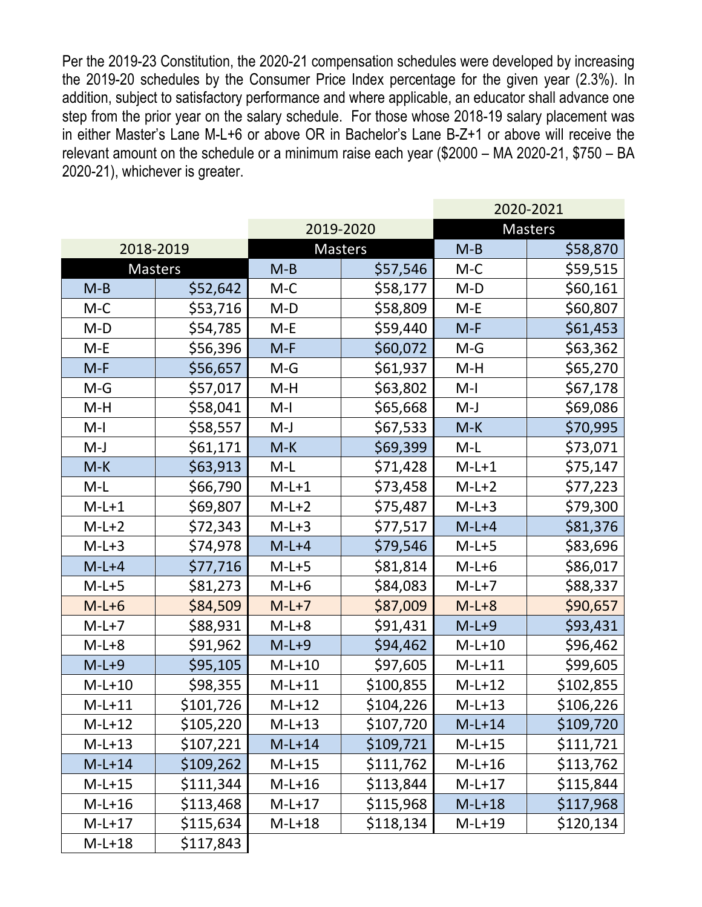Per the 2019-23 Constitution, the 2020-21 compensation schedules were developed by increasing the 2019-20 schedules by the Consumer Price Index percentage for the given year (2.3%). In addition, subject to satisfactory performance and where applicable, an educator shall advance one step from the prior year on the salary schedule. For those whose 2018-19 salary placement was in either Master's Lane M-L+6 or above OR in Bachelor's Lane B-Z+1 or above will receive the relevant amount on the schedule or a minimum raise each year ($2000 – MA 2020-21, $750 – BA 2020-21), whichever is greater.

| 2018-2019 | | 2019-2020 | | 2020-2021 | |
|---|---|---|---|---|---|
| Masters | | Masters | | Masters | |
| M-B | $52,642 | M-B | $57,546 | M-B | $58,870 |
| M-C | $53,716 | M-C | $58,177 | M-C | $59,515 |
| M-D | $54,785 | M-D | $58,809 | M-D | $60,161 |
| M-E | $56,396 | M-E | $59,440 | M-E | $60,807 |
| M-F | $56,657 | M-F | $60,072 | M-F | $61,453 |
| M-G | $57,017 | M-G | $61,937 | M-G | $63,362 |
| M-H | $58,041 | M-H | $63,802 | M-H | $65,270 |
| M-I | $58,557 | M-I | $65,668 | M-I | $67,178 |
| M-J | $61,171 | M-J | $67,533 | M-J | $69,086 |
| M-K | $63,913 | M-K | $69,399 | M-K | $70,995 |
| M-L | $66,790 | M-L | $71,428 | M-L | $73,071 |
| M-L+1 | $69,807 | M-L+1 | $73,458 | M-L+1 | $75,147 |
| M-L+2 | $72,343 | M-L+2 | $75,487 | M-L+2 | $77,223 |
| M-L+3 | $74,978 | M-L+3 | $77,517 | M-L+3 | $79,300 |
| M-L+4 | $77,716 | M-L+4 | $79,546 | M-L+4 | $81,376 |
| M-L+5 | $81,273 | M-L+5 | $81,814 | M-L+5 | $83,696 |
| M-L+6 | $84,509 | M-L+6 | $84,083 | M-L+6 | $86,017 |
| M-L+7 | $88,931 | M-L+7 | $87,009 | M-L+7 | $88,337 |
| M-L+8 | $91,962 | M-L+8 | $91,431 | M-L+8 | $90,657 |
| M-L+9 | $95,105 | M-L+9 | $94,462 | M-L+9 | $93,431 |
| M-L+10 | $98,355 | M-L+10 | $97,605 | M-L+10 | $96,462 |
| M-L+11 | $101,726 | M-L+11 | $100,855 | M-L+11 | $99,605 |
| M-L+12 | $105,220 | M-L+12 | $104,226 | M-L+12 | $102,855 |
| M-L+13 | $107,221 | M-L+13 | $107,720 | M-L+13 | $106,226 |
| M-L+14 | $109,262 | M-L+14 | $109,721 | M-L+14 | $109,720 |
| M-L+15 | $111,344 | M-L+15 | $111,762 | M-L+15 | $111,721 |
| M-L+16 | $113,468 | M-L+16 | $113,844 | M-L+16 | $113,762 |
| M-L+17 | $115,634 | M-L+17 | $115,968 | M-L+17 | $115,844 |
| M-L+18 | $117,843 | M-L+18 | $118,134 | M-L+18 | $117,968 |
| | | | | M-L+19 | $120,134 |